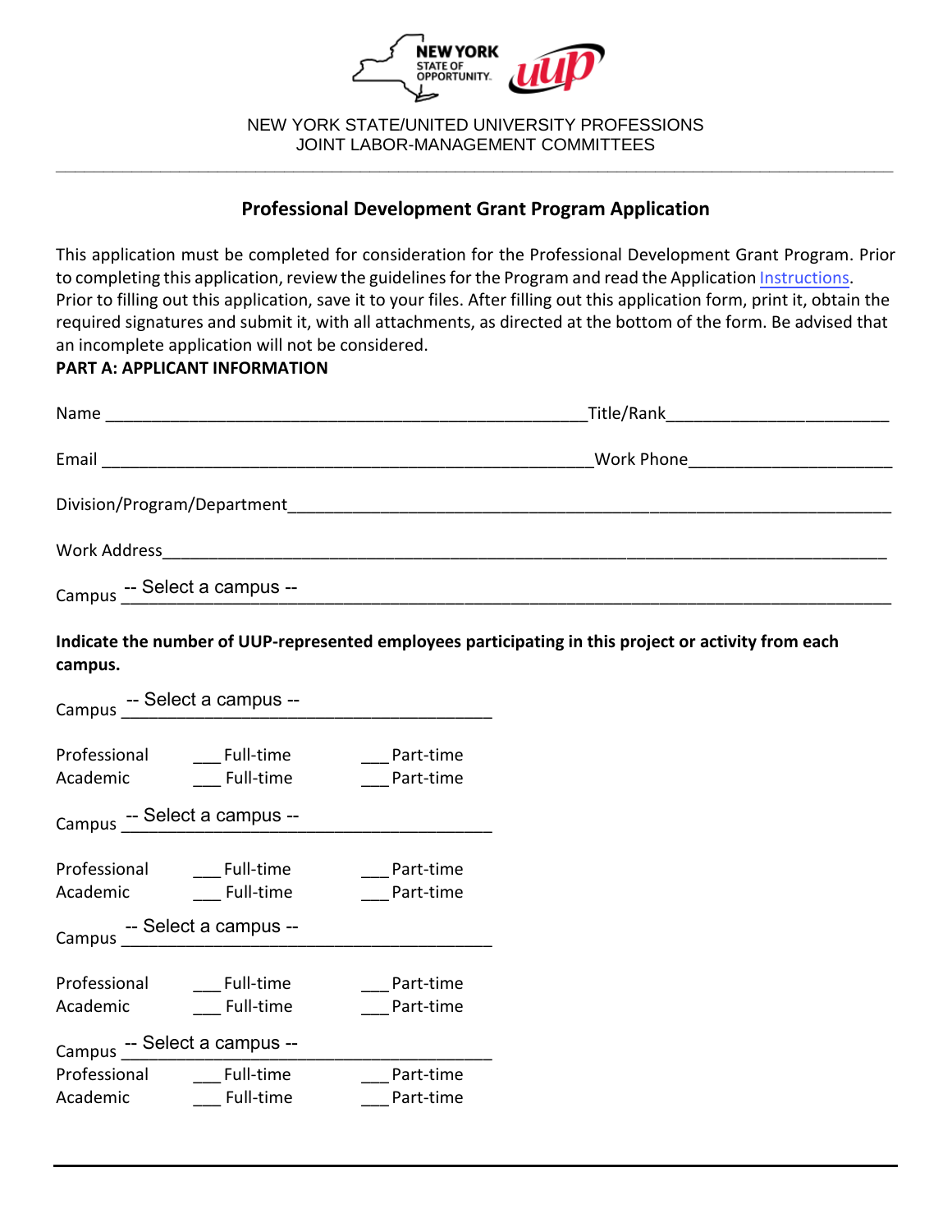NEW YORK STATE/UNITED UNIVERSITY PROFESSIONS
JOINT LABOR-MANAGEMENT COMMITTEES

---

## Professional Development Grant Program Application

This application must be completed for consideration for the Professional Development Grant Program. Prior to completing this application, review the guidelines for the Program and read the Application Instructions. Prior to filling out this application, save it to your files. After filling out this application form, print it, obtain the required signatures and submit it, with all attachments, as directed at the bottom of the form. Be advised that an incomplete application will not be considered.

**PART A: APPLICANT INFORMATION**

Name ______________________________________________ Title/Rank______________________

Email ______________________________________________ Work Phone____________________

Division/Program/Department_____________________________________________________________

Work Address_________________________________________________________________________

Campus -- Select a campus --________________________________________________________________

**Indicate the number of UUP-represented employees participating in this project or activity from each campus.**

Campus -- Select a campus --________________________

Professional ___ Full-time ___ Part-time
Academic ___ Full-time ___ Part-time

Campus -- Select a campus --________________________

Professional ___ Full-time ___ Part-time
Academic ___ Full-time ___ Part-time

Campus -- Select a campus --________________________

Professional ___ Full-time ___ Part-time
Academic ___ Full-time ___ Part-time

Campus -- Select a campus --________________________

Professional ___ Full-time ___ Part-time
Academic ___ Full-time ___ Part-time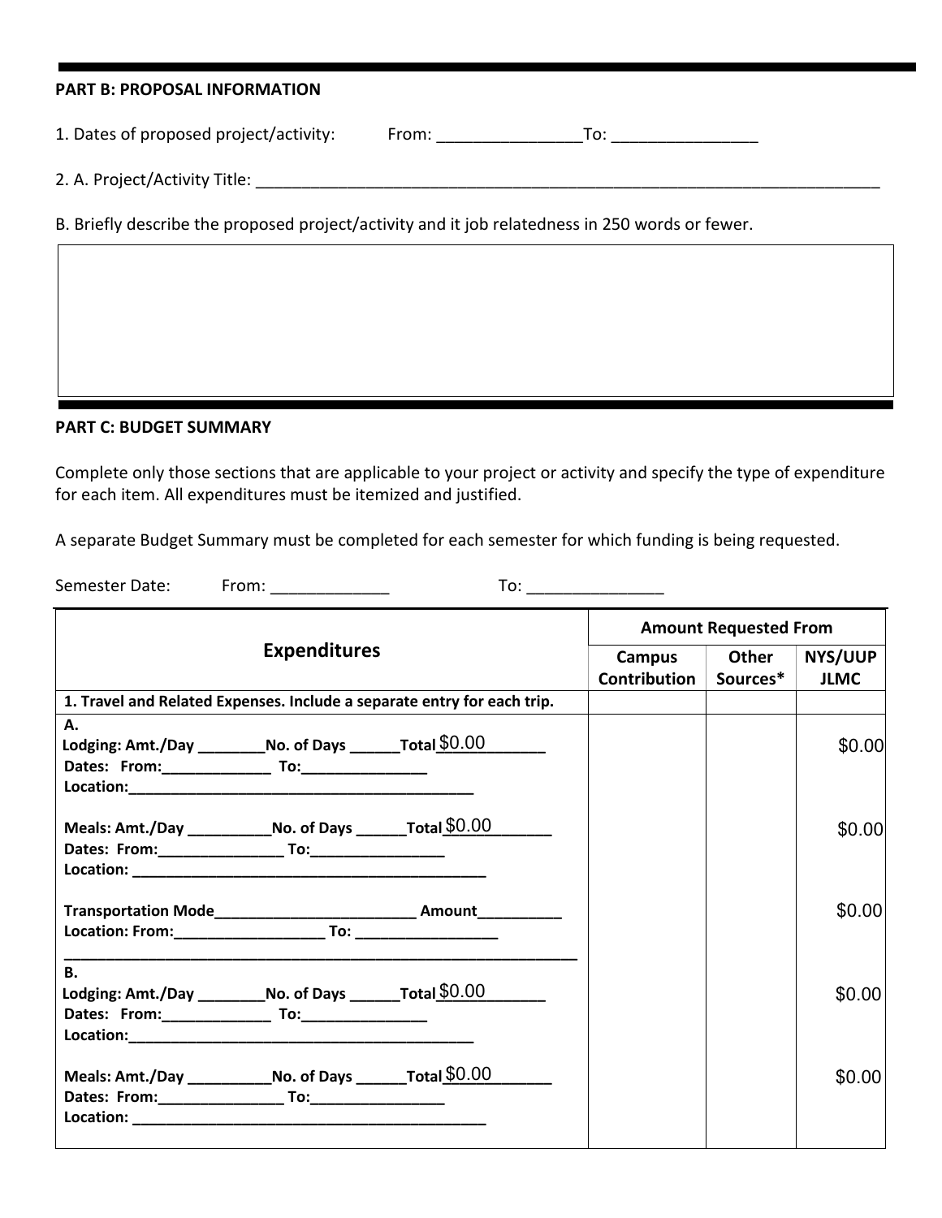**PART B: PROPOSAL INFORMATION**

1. Dates of proposed project/activity: From: ________________To: ________________

2. A. Project/Activity Title: ________________________________________________________________________

B. Briefly describe the proposed project/activity and it job relatedness in 250 words or fewer.

|   |
|---|
|   |

**PART C: BUDGET SUMMARY**

Complete only those sections that are applicable to your project or activity and specify the type of expenditure for each item. All expenditures must be itemized and justified.

A separate Budget Summary must be completed for each semester for which funding is being requested.

Semester Date: From: _____________ To: _______________

| Expenditures | Amount Requested From | | |
|---|---|---|---|
| | **Campus Contribution** | **Other Sources*** | **NYS/UUP JLMC** |
| **1. Travel and Related Expenses. Include a separate entry for each trip.** | | | |
| **A.**<br>**Lodging: Amt./Day ________No. of Days ______Total** $0.00<br>**Dates: From:_____________ To:_______________**<br>**Location:__________________________________________** | | | $0.00 |
| **Meals: Amt./Day __________No. of Days ______Total** $0.00<br>**Dates: From:_______________ To:________________**<br>**Location: ____________________________________________** | | | $0.00 |
| **Transportation Mode________________________ Amount__________**<br>**Location: From:_________________ To: ________________** | | | $0.00 |
| **B.**<br>**Lodging: Amt./Day ________No. of Days ______Total** $0.00<br>**Dates: From:_____________ To:_______________**<br>**Location:__________________________________________** | | | $0.00 |
| **Meals: Amt./Day __________No. of Days ______Total** $0.00<br>**Dates: From:_______________ To:________________**<br>**Location: ____________________________________________** | | | $0.00 |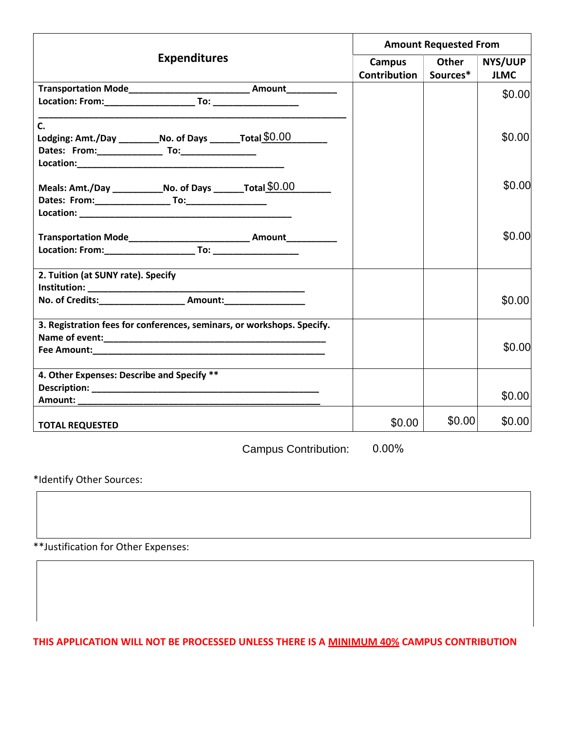| Expenditures | Amount Requested From | | |
|---|---|---|---|
| | Campus Contribution | Other Sources* | NYS/UUP JLMC |
| Transportation Mode________________________ Amount__________<br>Location: From:__________________ To: _________________<br>_____________________________________________________________<br>C.<br>Lodging: Amt./Day ________No. of Days ______Total $0.00________<br>Dates: From:_____________ To:_______________<br>Location:__________________________________________<br><br>Meals: Amt./Day __________No. of Days ______Total $0.00_______<br>Dates: From:_______________ To:________________<br>Location: ____________________________________________<br><br>Transportation Mode________________________ Amount__________<br>Location: From:__________________ To: _________________ | | | $0.00<br><br>$0.00<br><br>$0.00<br><br>$0.00 |
| 2. Tuition (at SUNY rate). Specify<br>Institution: ____________________________________________<br>No. of Credits:_________________ Amount:________________ | | | $0.00 |
| 3. Registration fees for conferences, seminars, or workshops. Specify.<br>Name of event:_______________________________________________<br>Fee Amount:_________________________________________________ | | | $0.00 |
| 4. Other Expenses: Describe and Specify **<br>Description: ________________________________________________<br>Amount: ___________________________________________________ | | | $0.00 |
| TOTAL REQUESTED | $0.00 | $0.00 | $0.00 |

Campus Contribution: 0.00%

*Identify Other Sources:

**Justification for Other Expenses:

**THIS APPLICATION WILL NOT BE PROCESSED UNLESS THERE IS A MINIMUM 40% CAMPUS CONTRIBUTION**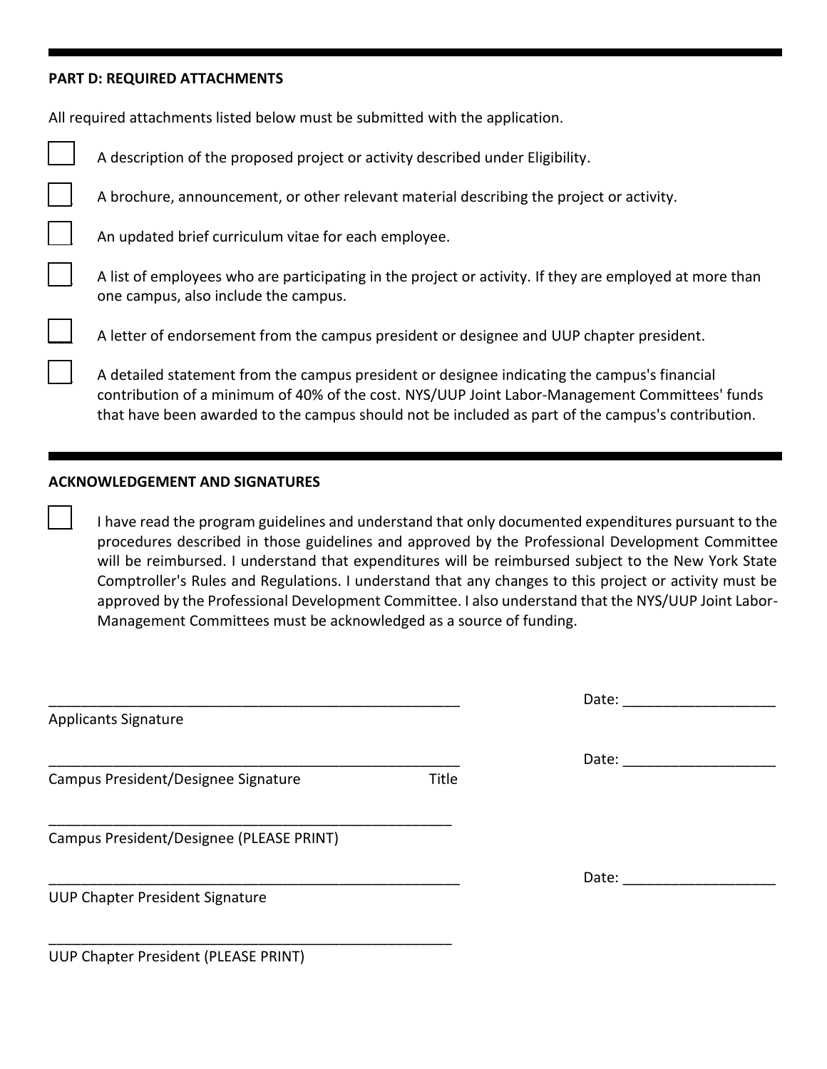## PART D: REQUIRED ATTACHMENTS

All required attachments listed below must be submitted with the application.

- [ ] A description of the proposed project or activity described under Eligibility.
- [ ] A brochure, announcement, or other relevant material describing the project or activity.
- [ ] An updated brief curriculum vitae for each employee.
- [ ] A list of employees who are participating in the project or activity. If they are employed at more than one campus, also include the campus.
- [ ] A letter of endorsement from the campus president or designee and UUP chapter president.
- [ ] A detailed statement from the campus president or designee indicating the campus's financial contribution of a minimum of 40% of the cost. NYS/UUP Joint Labor-Management Committees' funds that have been awarded to the campus should not be included as part of the campus's contribution.

## ACKNOWLEDGEMENT AND SIGNATURES

- [ ] I have read the program guidelines and understand that only documented expenditures pursuant to the procedures described in those guidelines and approved by the Professional Development Committee will be reimbursed. I understand that expenditures will be reimbursed subject to the New York State Comptroller's Rules and Regulations. I understand that any changes to this project or activity must be approved by the Professional Development Committee. I also understand that the NYS/UUP Joint Labor-Management Committees must be acknowledged as a source of funding.

_____________________________________________________ Date: ___________________

Applicants Signature

_____________________________________________________ Date: ___________________

Campus President/Designee Signature Title

_____________________________________________________

Campus President/Designee (PLEASE PRINT)

_____________________________________________________ Date: ___________________

UUP Chapter President Signature

_____________________________________________________

UUP Chapter President (PLEASE PRINT)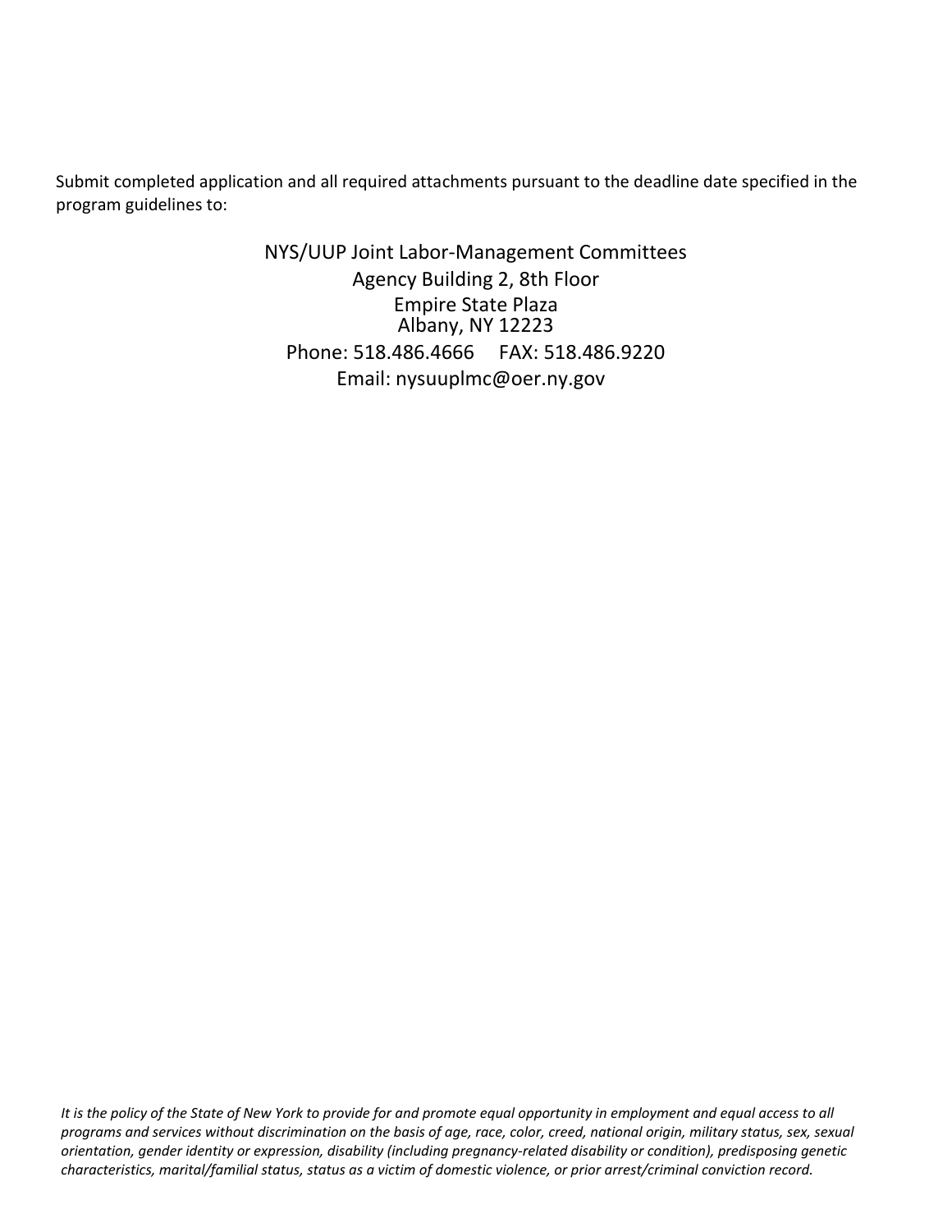Submit completed application and all required attachments pursuant to the deadline date specified in the program guidelines to:

NYS/UUP Joint Labor-Management Committees
Agency Building 2, 8th Floor
Empire State Plaza
Albany, NY 12223
Phone: 518.486.4666 FAX: 518.486.9220
Email: nysuuplmc@oer.ny.gov

*It is the policy of the State of New York to provide for and promote equal opportunity in employment and equal access to all programs and services without discrimination on the basis of age, race, color, creed, national origin, military status, sex, sexual orientation, gender identity or expression, disability (including pregnancy-related disability or condition), predisposing genetic characteristics, marital/familial status, status as a victim of domestic violence, or prior arrest/criminal conviction record.*